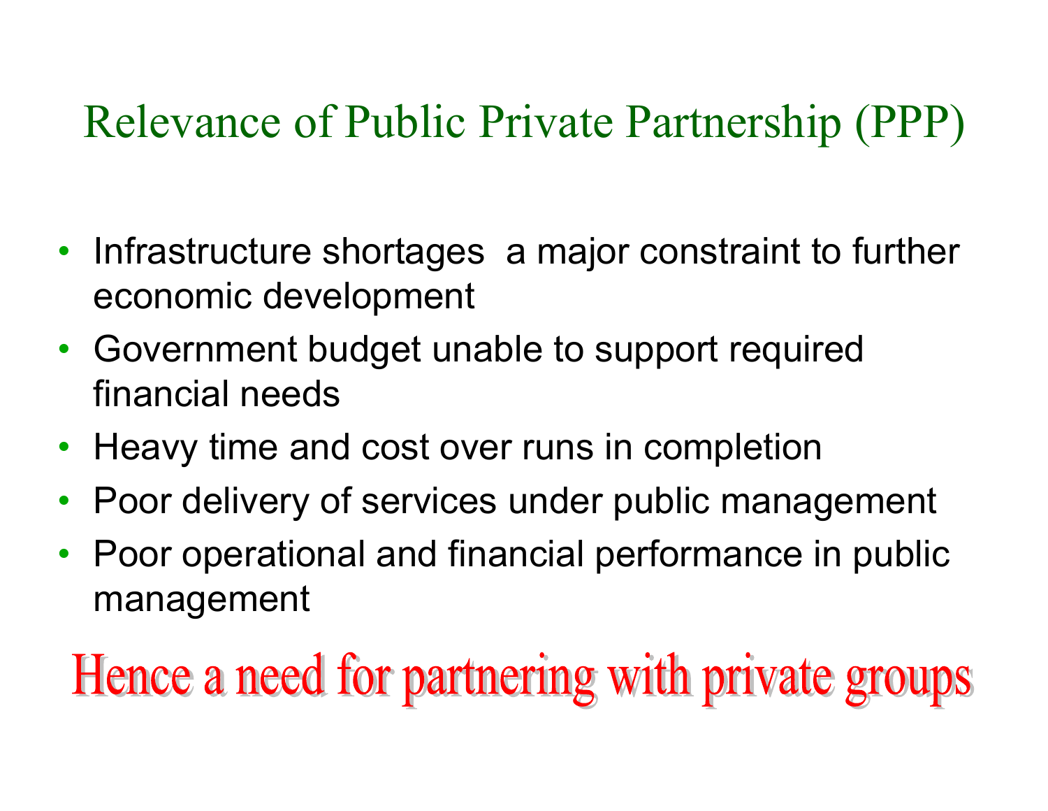# Relevance of Public Private Partnership (PPP)

- Infrastructure shortages a major constraint to further economic development
- Government budget unable to support required financial needs
- Heavy time and cost over runs in completion
- Poor delivery of services under public management
- Poor operational and financial performance in public management

**Hence a need for partnering with private groups**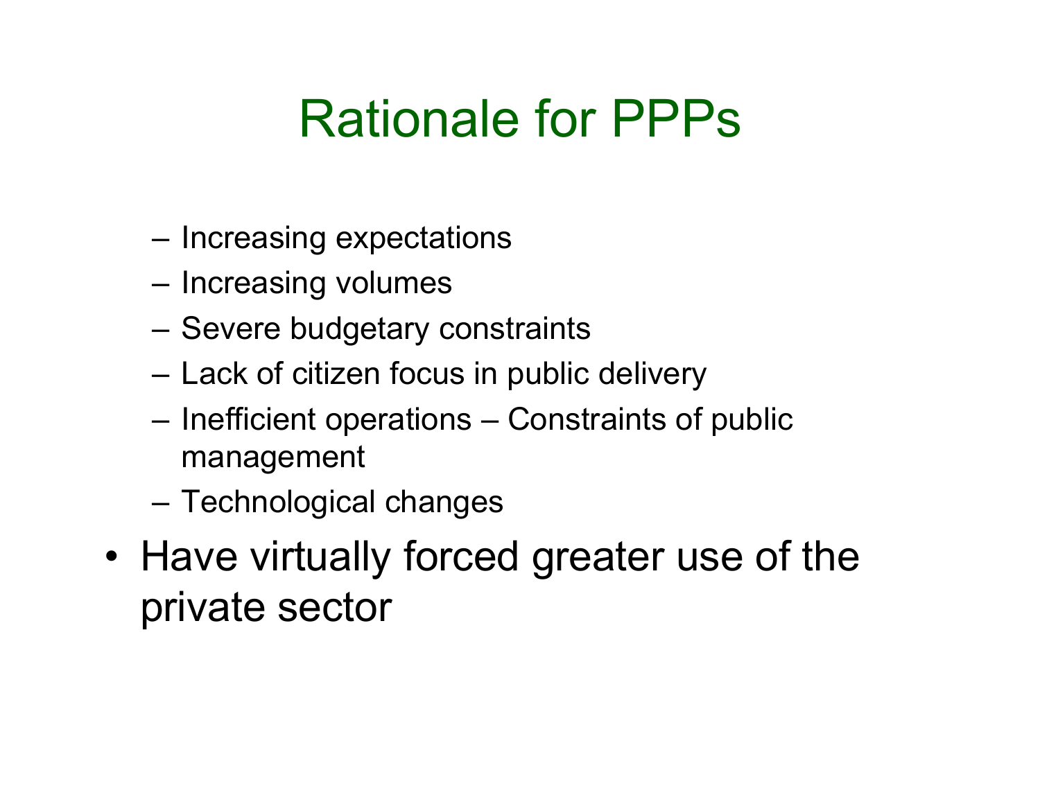# Rationale for PPPs

- Increasing expectations
- Increasing volumes
- Severe budgetary constraints
- Lack of citizen focus in public delivery
- Inefficient operations – Constraints of public management
- Technological changes

- Have virtually forced greater use of the private sector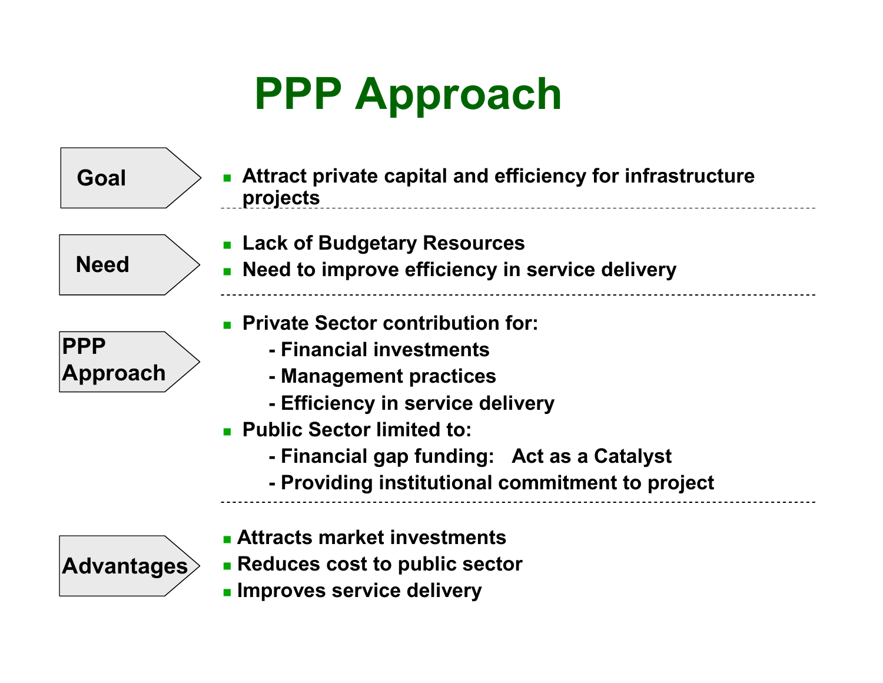# PPP Approach

**Goal**

- **Attract private capital and efficiency for infrastructure projects**

---

**Need**

- **Lack of Budgetary Resources**
- **Need to improve efficiency in service delivery**

---

**PPP Approach**

- **Private Sector contribution for:**
  - **- Financial investments**
  - **- Management practices**
  - **- Efficiency in service delivery**
- **Public Sector limited to:**
  - **- Financial gap funding: Act as a Catalyst**
  - **- Providing institutional commitment to project**

---

**Advantages**

- **Attracts market investments**
- **Reduces cost to public sector**
- **Improves service delivery**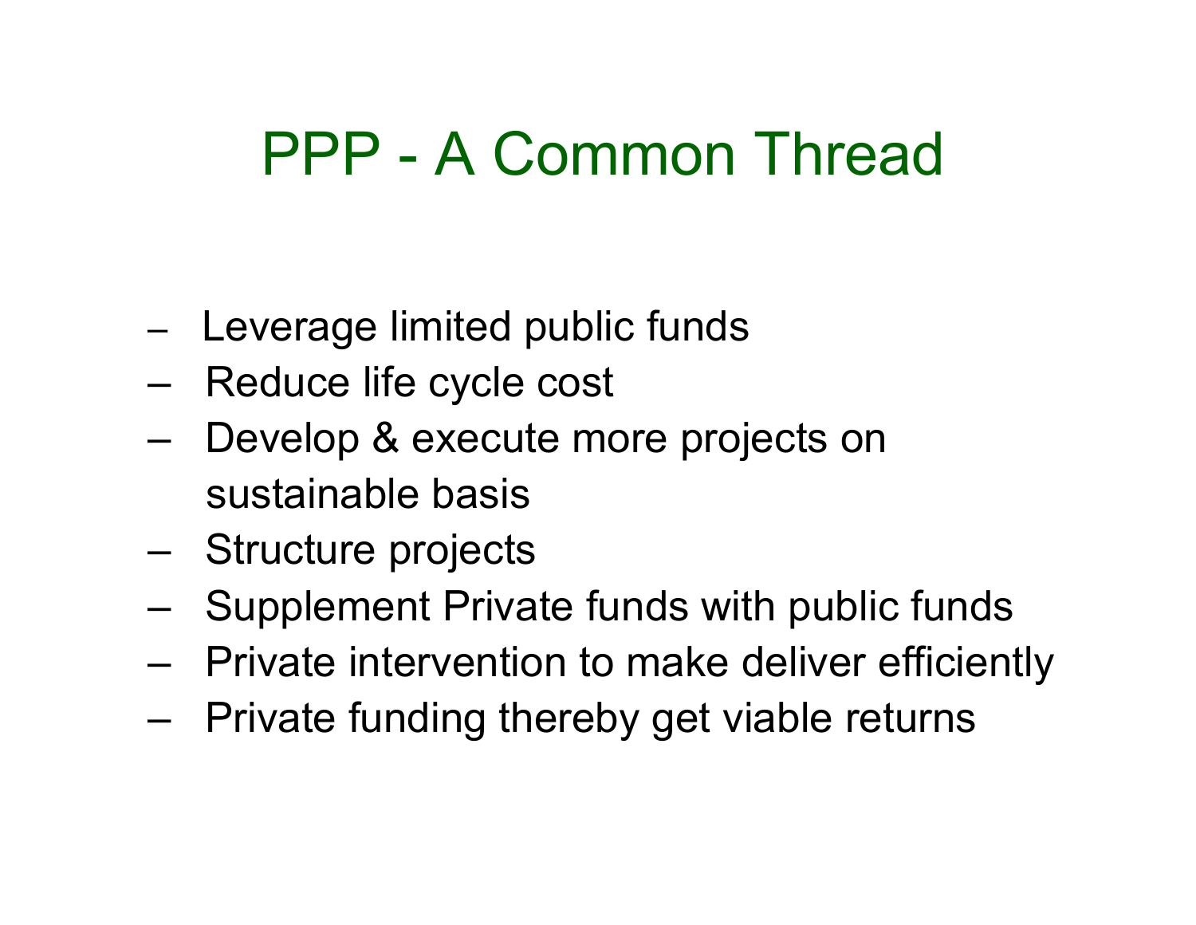# PPP - A Common Thread

- Leverage limited public funds
- Reduce life cycle cost
- Develop & execute more projects on sustainable basis
- Structure projects
- Supplement Private funds with public funds
- Private intervention to make deliver efficiently
- Private funding thereby get viable returns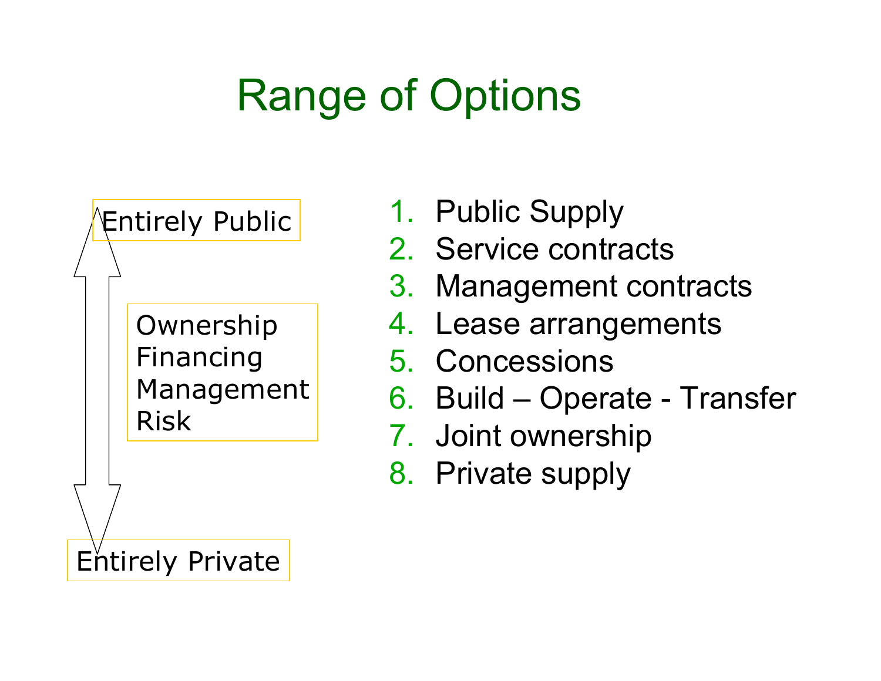# Range of Options

Entirely Public

Ownership
Financing
Management
Risk

Entirely Private

1. Public Supply
2. Service contracts
3. Management contracts
4. Lease arrangements
5. Concessions
6. Build – Operate - Transfer
7. Joint ownership
8. Private supply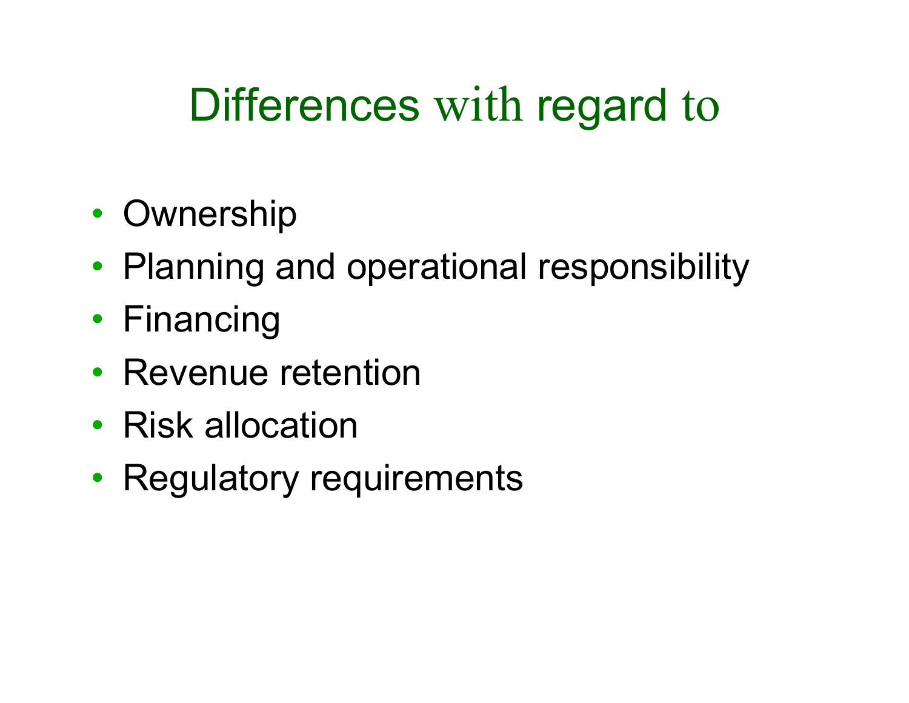# Differences with regard to

- Ownership
- Planning and operational responsibility
- Financing
- Revenue retention
- Risk allocation
- Regulatory requirements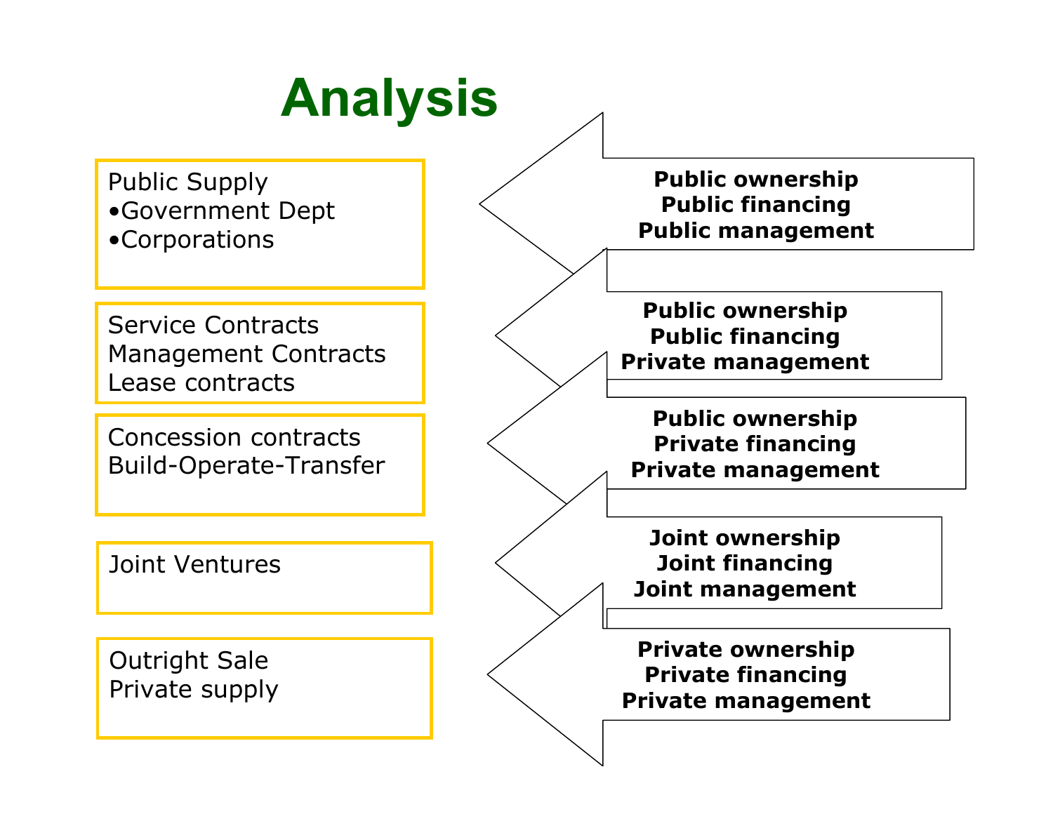# Analysis

| Arrangement | Ownership / Financing / Management |
| --- | --- |
| Public Supply<br>•Government Dept<br>•Corporations | **Public ownership**<br>**Public financing**<br>**Public management** |
| Service Contracts<br>Management Contracts<br>Lease contracts | **Public ownership**<br>**Public financing**<br>**Private management** |
| Concession contracts<br>Build-Operate-Transfer | **Public ownership**<br>**Private financing**<br>**Private management** |
| Joint Ventures | **Joint ownership**<br>**Joint financing**<br>**Joint management** |
| Outright Sale<br>Private supply | **Private ownership**<br>**Private financing**<br>**Private management** |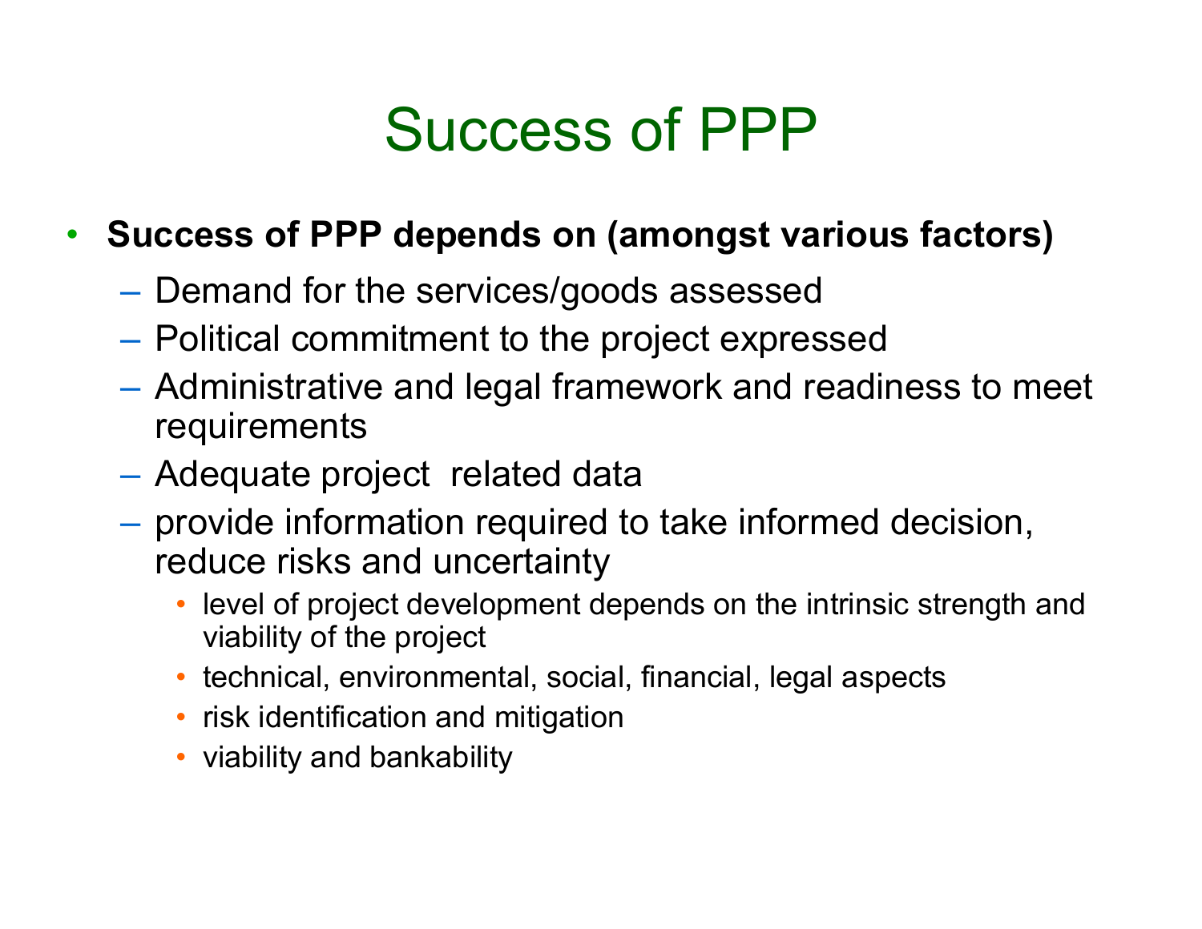# Success of PPP

- **Success of PPP depends on (amongst various factors)**
  - Demand for the services/goods assessed
  - Political commitment to the project expressed
  - Administrative and legal framework and readiness to meet requirements
  - Adequate project related data
  - provide information required to take informed decision, reduce risks and uncertainty
    - level of project development depends on the intrinsic strength and viability of the project
    - technical, environmental, social, financial, legal aspects
    - risk identification and mitigation
    - viability and bankability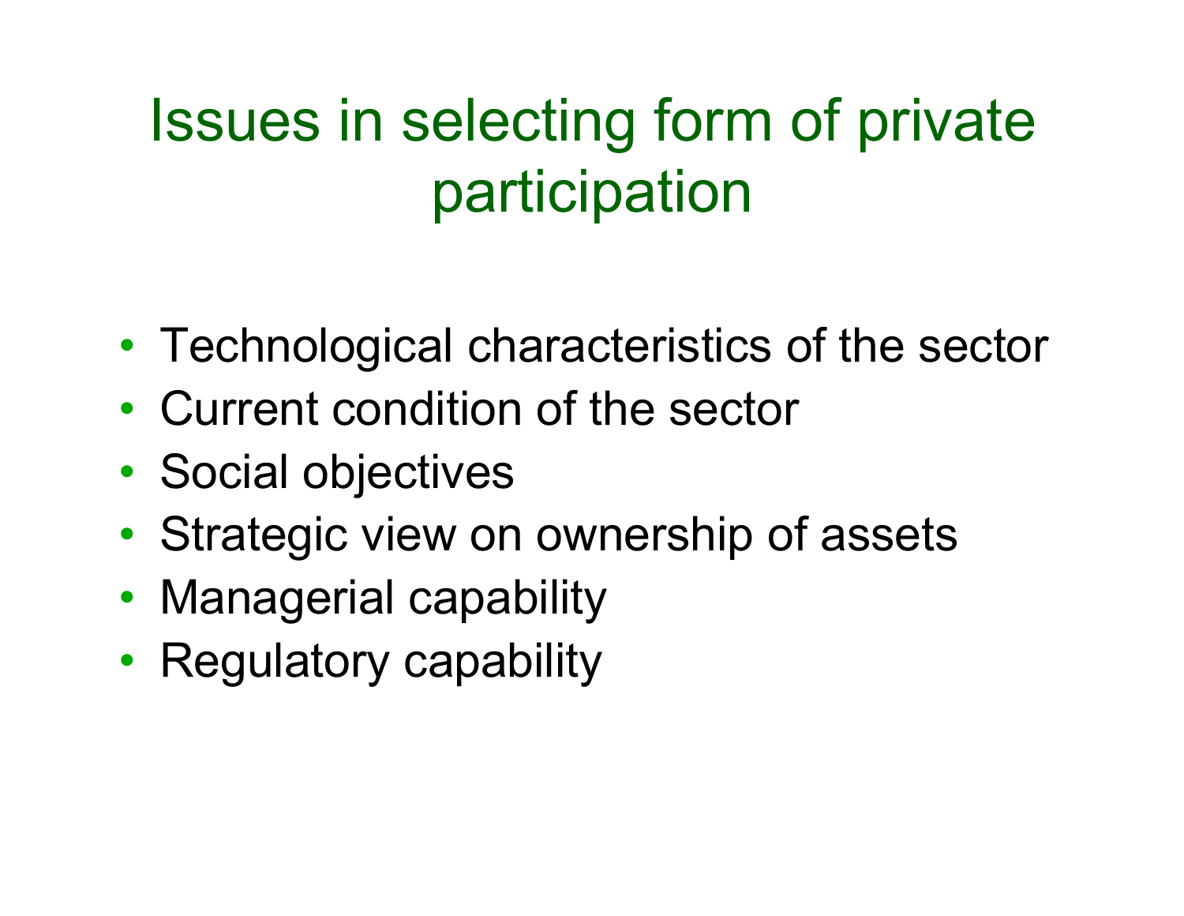# Issues in selecting form of private participation

- Technological characteristics of the sector
- Current condition of the sector
- Social objectives
- Strategic view on ownership of assets
- Managerial capability
- Regulatory capability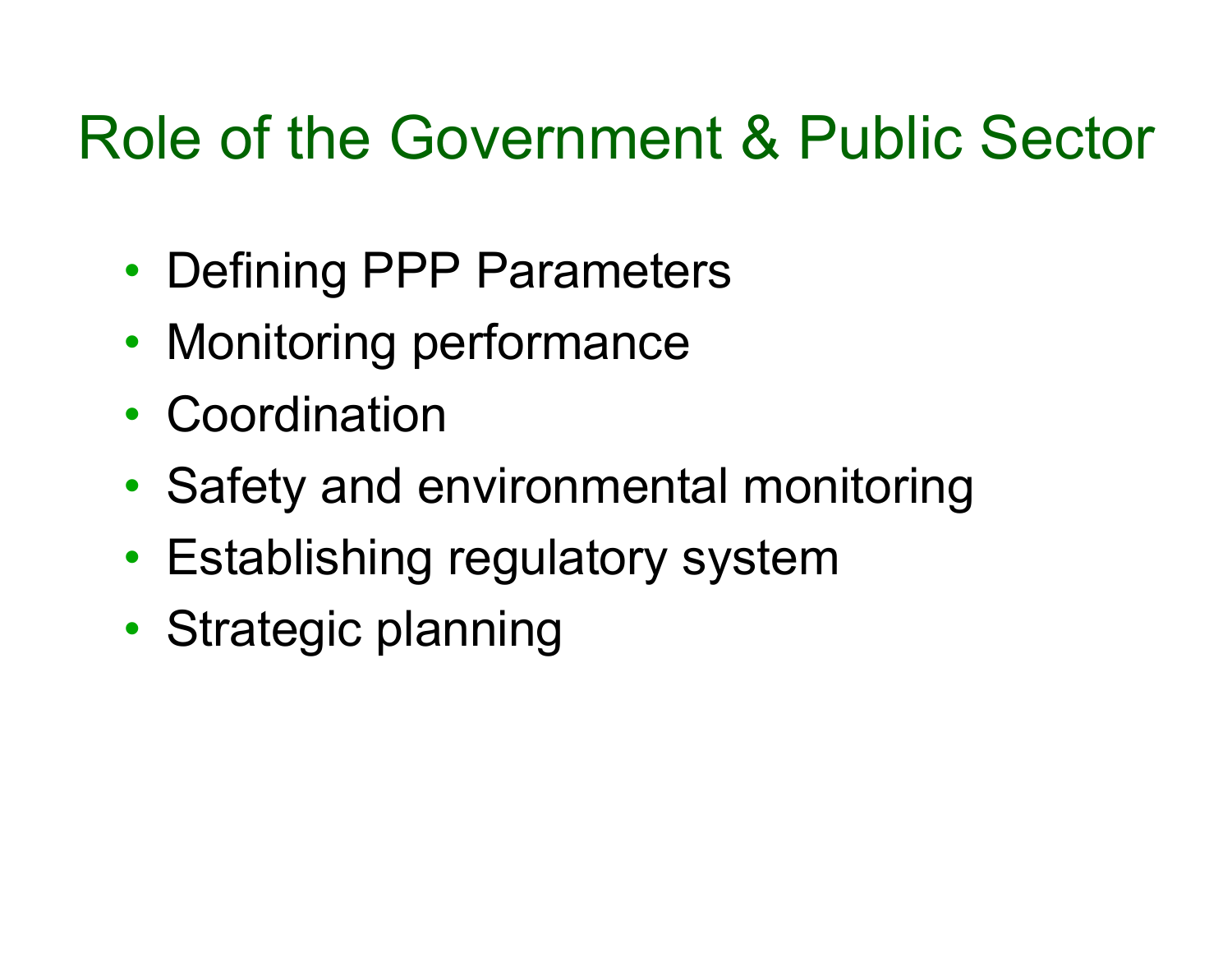# Role of the Government & Public Sector

- Defining PPP Parameters
- Monitoring performance
- Coordination
- Safety and environmental monitoring
- Establishing regulatory system
- Strategic planning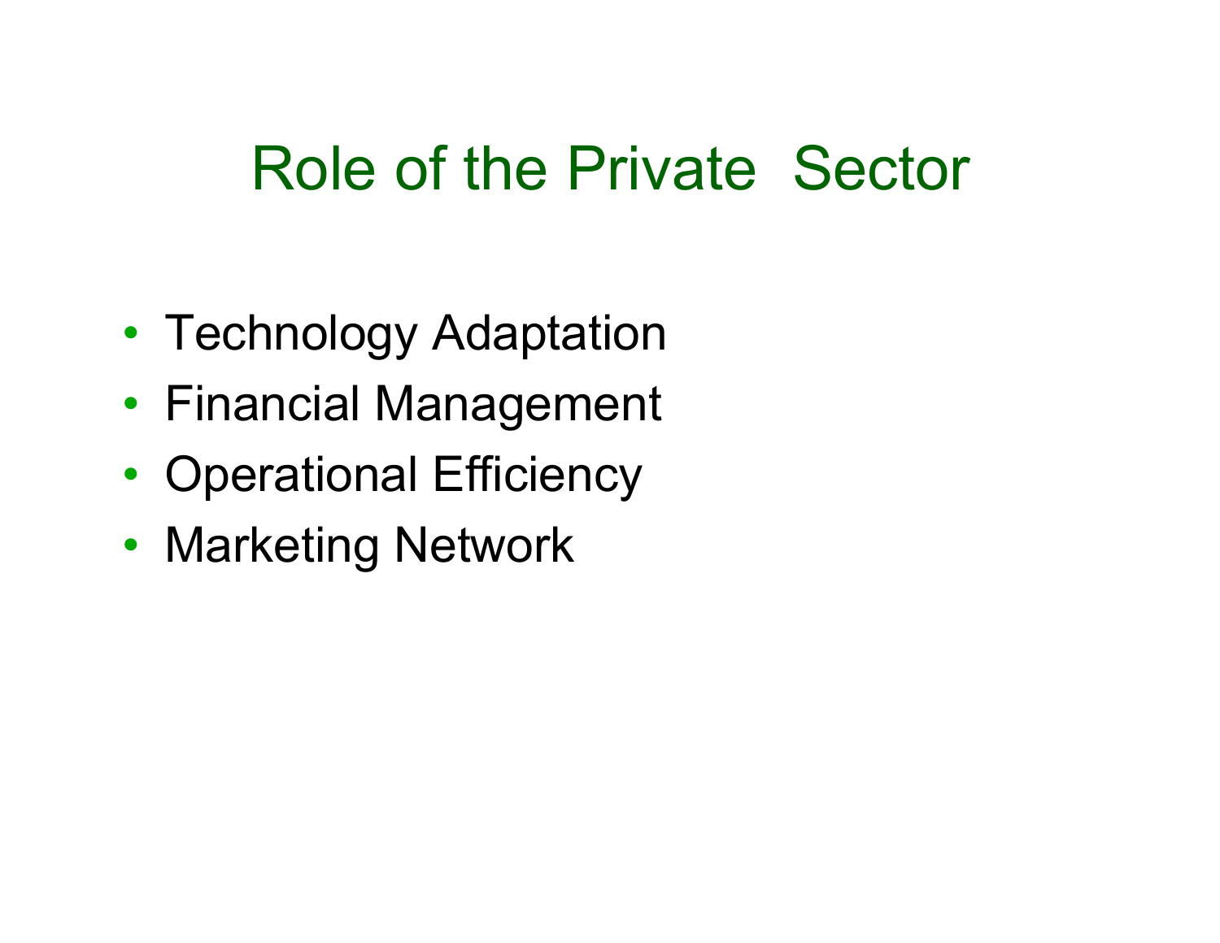# Role of the Private Sector

- Technology Adaptation
- Financial Management
- Operational Efficiency
- Marketing Network